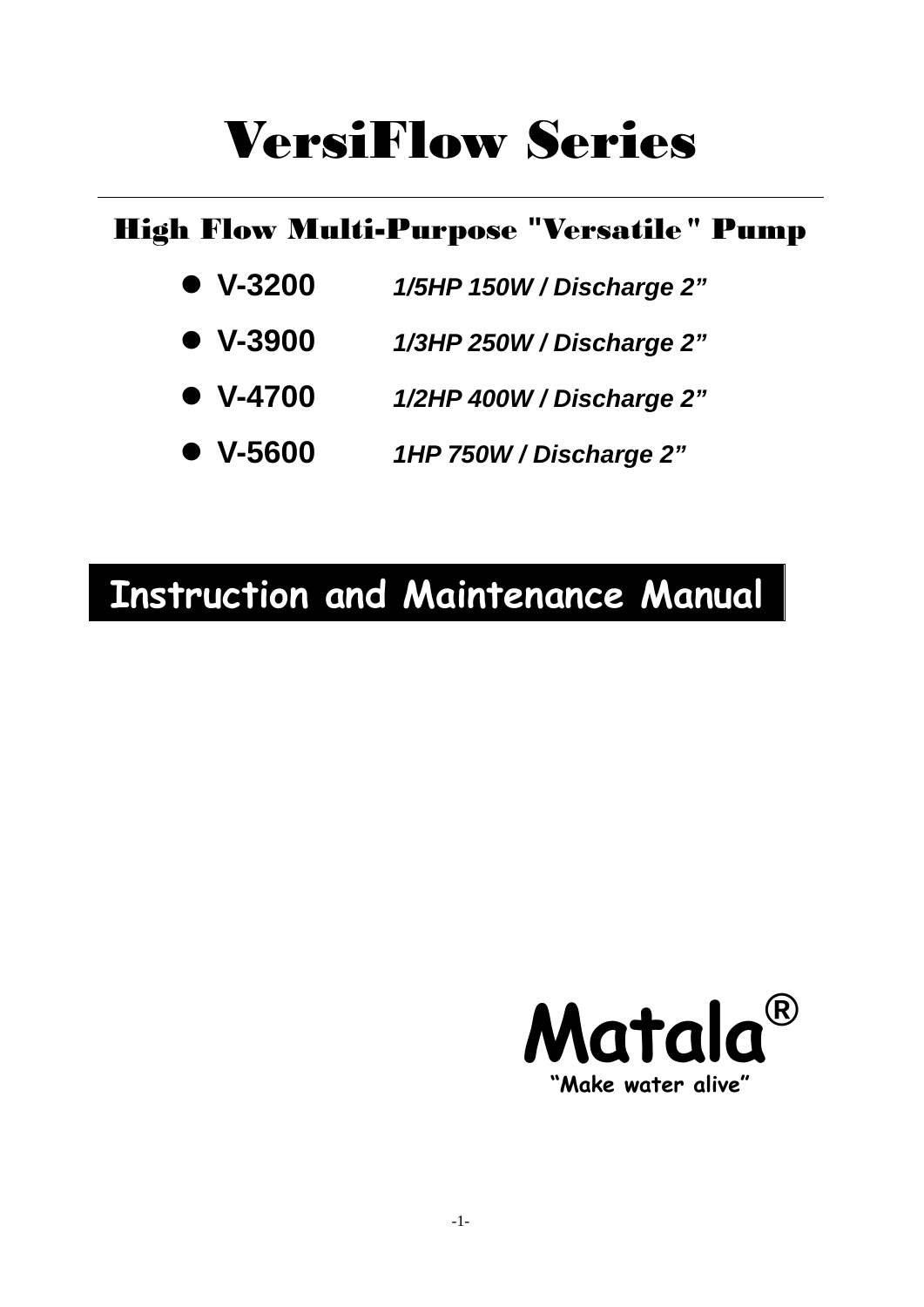# VersiFlow Series

## High Flow Multi-Purpose "Versatile" Pump

- **V-3200** ***1/5HP 150W / Discharge 2"***
- **V-3900** ***1/3HP 250W / Discharge 2"***
- **V-4700** ***1/2HP 400W / Discharge 2"***
- **V-5600** ***1HP 750W / Discharge 2"***

## Instruction and Maintenance Manual

**Matala®**

**"Make water alive"**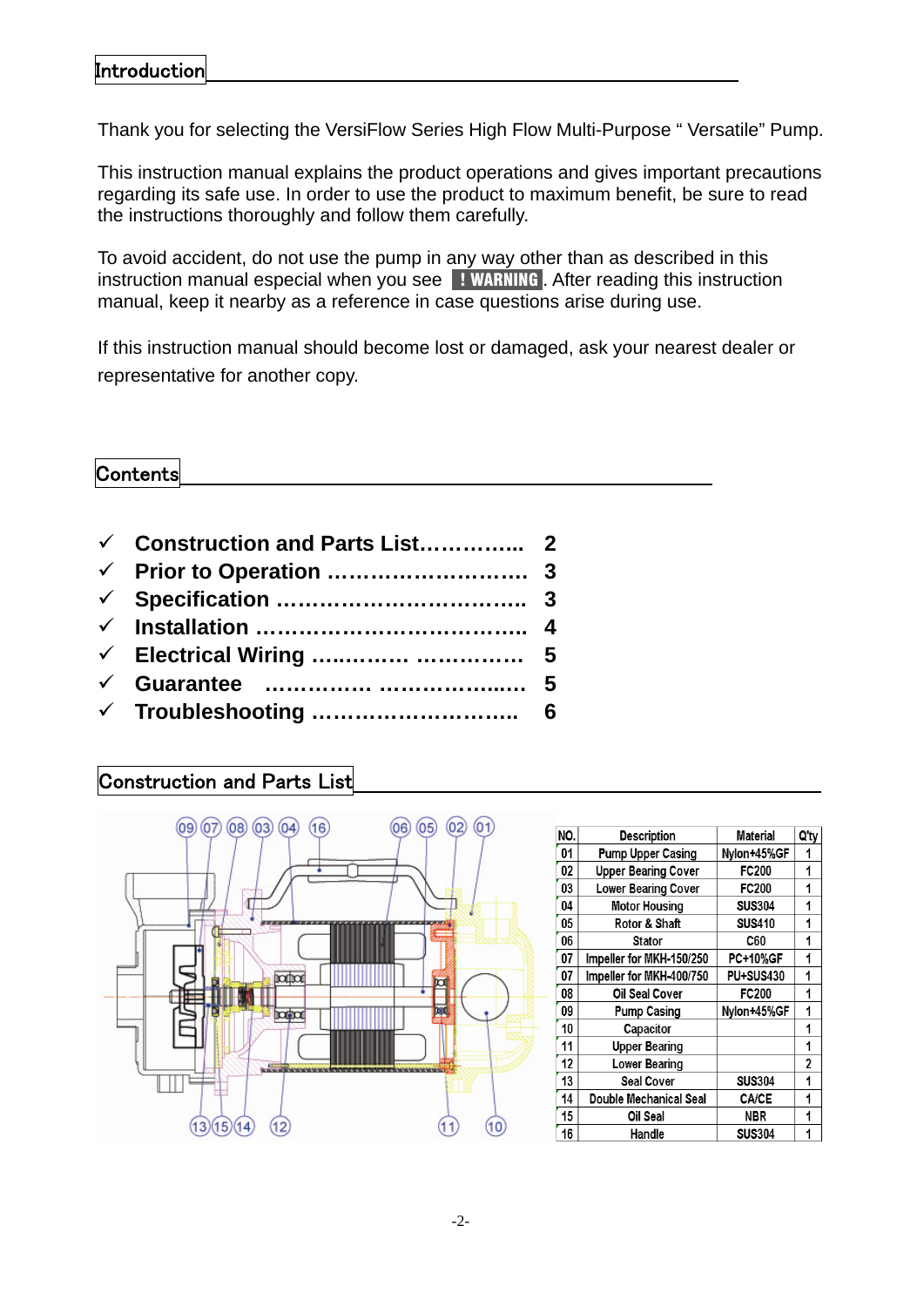## Introduction

Thank you for selecting the VersiFlow Series High Flow Multi-Purpose " Versatile" Pump.

This instruction manual explains the product operations and gives important precautions regarding its safe use. In order to use the product to maximum benefit, be sure to read the instructions thoroughly and follow them carefully.

To avoid accident, do not use the pump in any way other than as described in this instruction manual especial when you see **! WARNING**. After reading this instruction manual, keep it nearby as a reference in case questions arise during use.

If this instruction manual should become lost or damaged, ask your nearest dealer or representative for another copy.

## Contents

- ✓ **Construction and Parts List…………..  2**
- ✓ **Prior to Operation ……………………….  3**
- ✓ **Specification …………………………….  3**
- ✓ **Installation ……………………………….  4**
- ✓ **Electrical Wiring ….……….. ……………  5**
- ✓ **Guarantee  ……………. ……………..….  5**
- ✓ **Troubleshooting ………………………..  6**

## Construction and Parts List

| NO. | Description | Material | Q'ty |
|---|---|---|---|
| 01 | Pump Upper Casing | Nylon+45%GF | 1 |
| 02 | Upper Bearing Cover | FC200 | 1 |
| 03 | Lower Bearing Cover | FC200 | 1 |
| 04 | Motor Housing | SUS304 | 1 |
| 05 | Rotor & Shaft | SUS410 | 1 |
| 06 | Stator | C60 | 1 |
| 07 | Impeller for MKH-150/250 | PC+10%GF | 1 |
| 07 | Impeller for MKH-400/750 | PU+SUS430 | 1 |
| 08 | Oil Seal Cover | FC200 | 1 |
| 09 | Pump Casing | Nylon+45%GF | 1 |
| 10 | Capacitor | | 1 |
| 11 | Upper Bearing | | 1 |
| 12 | Lower Bearing | | 2 |
| 13 | Seal Cover | SUS304 | 1 |
| 14 | Double Mechanical Seal | CA/CE | 1 |
| 15 | Oil Seal | NBR | 1 |
| 16 | Handle | SUS304 | 1 |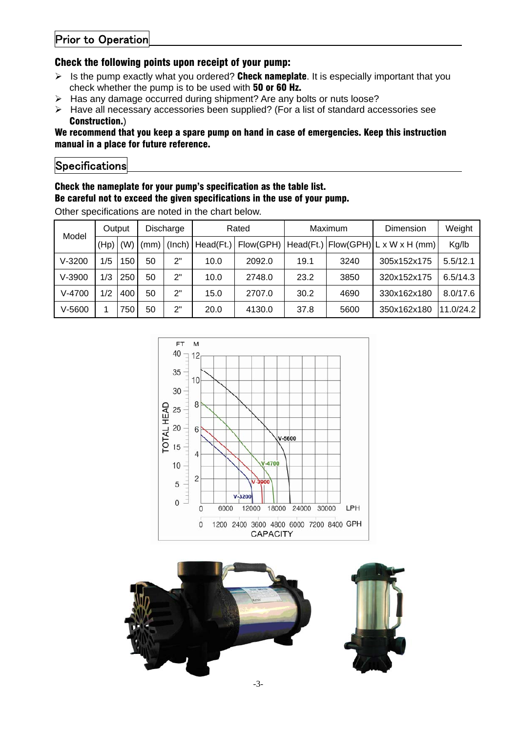## Prior to Operation

### Check the following points upon receipt of your pump:

- Is the pump exactly what you ordered? **Check nameplate**. It is especially important that you check whether the pump is to be used with **50 or 60 Hz.**
- Has any damage occurred during shipment? Are any bolts or nuts loose?
- Have all necessary accessories been supplied? (For a list of standard accessories see **Construction.**)

**We recommend that you keep a spare pump on hand in case of emergencies. Keep this instruction manual in a place for future reference.**

## Specifications

**Check the nameplate for your pump's specification as the table list.**
**Be careful not to exceed the given specifications in the use of your pump.**

Other specifications are noted in the chart below.

| Model | Output | | Discharge | | Rated | | Maximum | | Dimension | Weight |
|---|---|---|---|---|---|---|---|---|---|---|
| | (Hp) | (W) | (mm) | (Inch) | Head(Ft.) | Flow(GPH) | Head(Ft.) | Flow(GPH) | L x W x H (mm) | Kg/lb |
| V-3200 | 1/5 | 150 | 50 | 2" | 10.0 | 2092.0 | 19.1 | 3240 | 305x152x175 | 5.5/12.1 |
| V-3900 | 1/3 | 250 | 50 | 2" | 10.0 | 2748.0 | 23.2 | 3850 | 320x152x175 | 6.5/14.3 |
| V-4700 | 1/2 | 400 | 50 | 2" | 15.0 | 2707.0 | 30.2 | 4690 | 330x162x180 | 8.0/17.6 |
| V-5600 | 1 | 750 | 50 | 2" | 20.0 | 4130.0 | 37.8 | 5600 | 350x162x180 | 11.0/24.2 |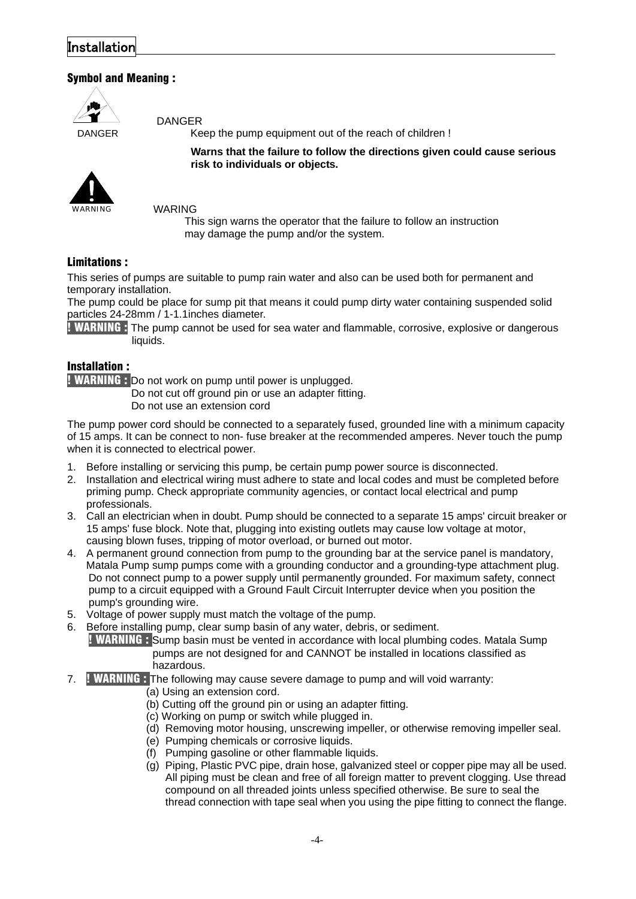## Installation

### Symbol and Meaning :

DANGER

DANGER
Keep the pump equipment out of the reach of children !

**Warns that the failure to follow the directions given could cause serious risk to individuals or objects.**

WARNING

WARING
This sign warns the operator that the failure to follow an instruction may damage the pump and/or the system.

### Limitations :

This series of pumps are suitable to pump rain water and also can be used both for permanent and temporary installation.
The pump could be place for sump pit that means it could pump dirty water containing suspended solid particles 24-28mm / 1-1.1inches diameter.

**! WARNING :** The pump cannot be used for sea water and flammable, corrosive, explosive or dangerous liquids.

### Installation :

**! WARNING :** Do not work on pump until power is unplugged.
Do not cut off ground pin or use an adapter fitting.
Do not use an extension cord

The pump power cord should be connected to a separately fused, grounded line with a minimum capacity of 15 amps. It can be connect to non- fuse breaker at the recommended amperes. Never touch the pump when it is connected to electrical power.

1. Before installing or servicing this pump, be certain pump power source is disconnected.
2. Installation and electrical wiring must adhere to state and local codes and must be completed before priming pump. Check appropriate community agencies, or contact local electrical and pump professionals.
3. Call an electrician when in doubt. Pump should be connected to a separate 15 amps' circuit breaker or 15 amps' fuse block. Note that, plugging into existing outlets may cause low voltage at motor, causing blown fuses, tripping of motor overload, or burned out motor.
4. A permanent ground connection from pump to the grounding bar at the service panel is mandatory, Matala Pump sump pumps come with a grounding conductor and a grounding-type attachment plug. Do not connect pump to a power supply until permanently grounded. For maximum safety, connect pump to a circuit equipped with a Ground Fault Circuit Interrupter device when you position the pump's grounding wire.
5. Voltage of power supply must match the voltage of the pump.
6. Before installing pump, clear sump basin of any water, debris, or sediment.
   **! WARNING :** Sump basin must be vented in accordance with local plumbing codes. Matala Sump pumps are not designed for and CANNOT be installed in locations classified as hazardous.
7. **! WARNING :** The following may cause severe damage to pump and will void warranty:
   (a) Using an extension cord.
   (b) Cutting off the ground pin or using an adapter fitting.
   (c) Working on pump or switch while plugged in.
   (d) Removing motor housing, unscrewing impeller, or otherwise removing impeller seal.
   (e) Pumping chemicals or corrosive liquids.
   (f) Pumping gasoline or other flammable liquids.
   (g) Piping, Plastic PVC pipe, drain hose, galvanized steel or copper pipe may all be used. All piping must be clean and free of all foreign matter to prevent clogging. Use thread compound on all threaded joints unless specified otherwise. Be sure to seal the thread connection with tape seal when you using the pipe fitting to connect the flange.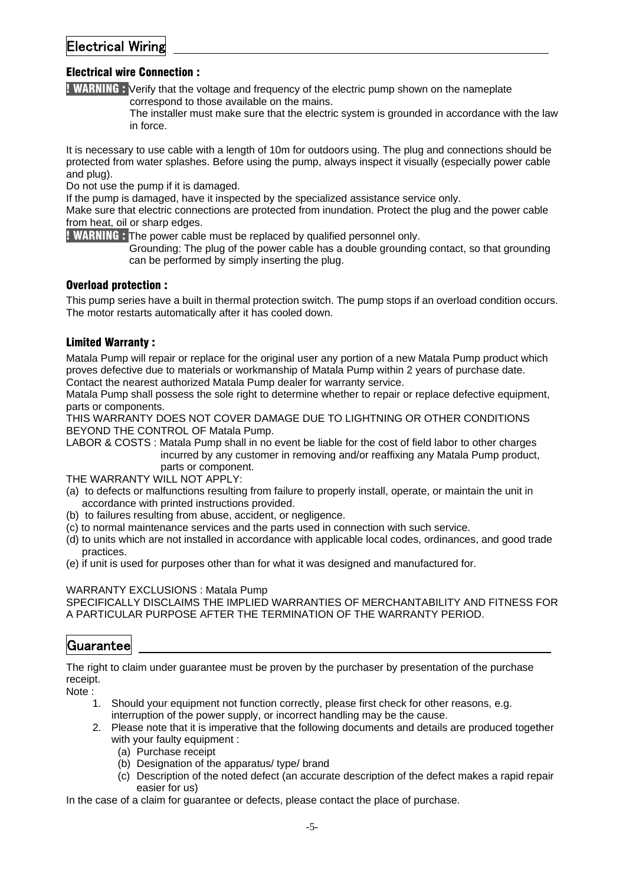## Electrical Wiring

### Electrical wire Connection :

**! WARNING :** Verify that the voltage and frequency of the electric pump shown on the nameplate correspond to those available on the mains.
The installer must make sure that the electric system is grounded in accordance with the law in force.

It is necessary to use cable with a length of 10m for outdoors using. The plug and connections should be protected from water splashes. Before using the pump, always inspect it visually (especially power cable and plug).
Do not use the pump if it is damaged.
If the pump is damaged, have it inspected by the specialized assistance service only.
Make sure that electric connections are protected from inundation. Protect the plug and the power cable from heat, oil or sharp edges.

**! WARNING :** The power cable must be replaced by qualified personnel only.
Grounding: The plug of the power cable has a double grounding contact, so that grounding can be performed by simply inserting the plug.

### Overload protection :

This pump series have a built in thermal protection switch. The pump stops if an overload condition occurs. The motor restarts automatically after it has cooled down.

### Limited Warranty :

Matala Pump will repair or replace for the original user any portion of a new Matala Pump product which proves defective due to materials or workmanship of Matala Pump within 2 years of purchase date. Contact the nearest authorized Matala Pump dealer for warranty service.
Matala Pump shall possess the sole right to determine whether to repair or replace defective equipment, parts or components.
THIS WARRANTY DOES NOT COVER DAMAGE DUE TO LIGHTNING OR OTHER CONDITIONS BEYOND THE CONTROL OF Matala Pump.
LABOR & COSTS : Matala Pump shall in no event be liable for the cost of field labor to other charges incurred by any customer in removing and/or reaffixing any Matala Pump product, parts or component.
THE WARRANTY WILL NOT APPLY:

(a) to defects or malfunctions resulting from failure to properly install, operate, or maintain the unit in accordance with printed instructions provided.
(b) to failures resulting from abuse, accident, or negligence.
(c) to normal maintenance services and the parts used in connection with such service.
(d) to units which are not installed in accordance with applicable local codes, ordinances, and good trade practices.
(e) if unit is used for purposes other than for what it was designed and manufactured for.

WARRANTY EXCLUSIONS : Matala Pump
SPECIFICALLY DISCLAIMS THE IMPLIED WARRANTIES OF MERCHANTABILITY AND FITNESS FOR A PARTICULAR PURPOSE AFTER THE TERMINATION OF THE WARRANTY PERIOD.

## Guarantee

The right to claim under guarantee must be proven by the purchaser by presentation of the purchase receipt.
Note :

1. Should your equipment not function correctly, please first check for other reasons, e.g. interruption of the power supply, or incorrect handling may be the cause.
2. Please note that it is imperative that the following documents and details are produced together with your faulty equipment :
   (a) Purchase receipt
   (b) Designation of the apparatus/ type/ brand
   (c) Description of the noted defect (an accurate description of the defect makes a rapid repair easier for us)

In the case of a claim for guarantee or defects, please contact the place of purchase.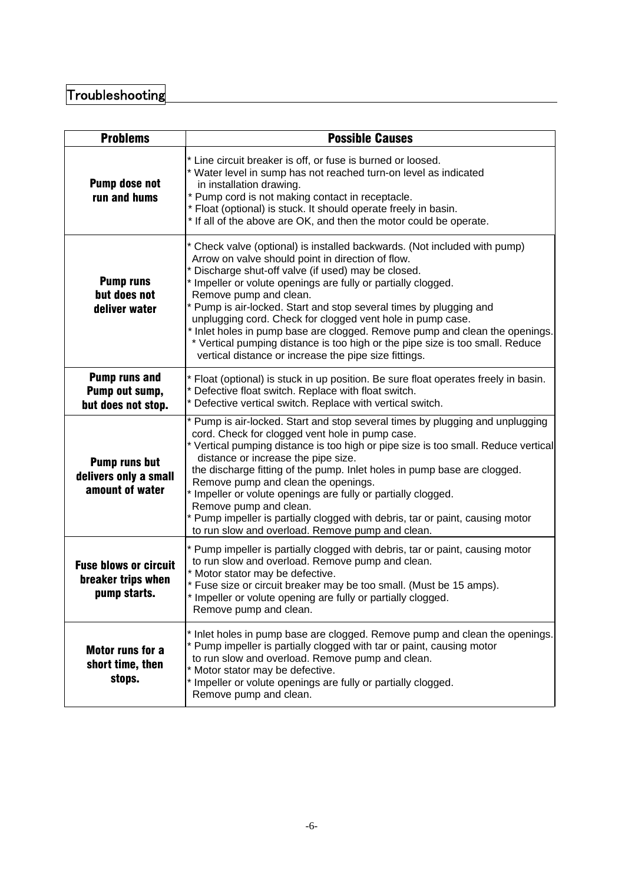## Troubleshooting

| Problems | Possible Causes |
|---|---|
| **Pump dose not run and hums** | * Line circuit breaker is off, or fuse is burned or loosed.<br>* Water level in sump has not reached turn-on level as indicated in installation drawing.<br>* Pump cord is not making contact in receptacle.<br>* Float (optional) is stuck. It should operate freely in basin.<br>* If all of the above are OK, and then the motor could be operate. |
| **Pump runs but does not deliver water** | * Check valve (optional) is installed backwards. (Not included with pump) Arrow on valve should point in direction of flow.<br>* Discharge shut-off valve (if used) may be closed.<br>* Impeller or volute openings are fully or partially clogged. Remove pump and clean.<br>* Pump is air-locked. Start and stop several times by plugging and unplugging cord. Check for clogged vent hole in pump case.<br>* Inlet holes in pump base are clogged. Remove pump and clean the openings.<br>* Vertical pumping distance is too high or the pipe size is too small. Reduce vertical distance or increase the pipe size fittings. |
| **Pump runs and Pump out sump, but does not stop.** | * Float (optional) is stuck in up position. Be sure float operates freely in basin.<br>* Defective float switch. Replace with float switch.<br>* Defective vertical switch. Replace with vertical switch. |
| **Pump runs but delivers only a small amount of water** | * Pump is air-locked. Start and stop several times by plugging and unplugging cord. Check for clogged vent hole in pump case.<br>* Vertical pumping distance is too high or pipe size is too small. Reduce vertical distance or increase the pipe size. the discharge fitting of the pump. Inlet holes in pump base are clogged. Remove pump and clean the openings.<br>* Impeller or volute openings are fully or partially clogged. Remove pump and clean.<br>* Pump impeller is partially clogged with debris, tar or paint, causing motor to run slow and overload. Remove pump and clean. |
| **Fuse blows or circuit breaker trips when pump starts.** | * Pump impeller is partially clogged with debris, tar or paint, causing motor to run slow and overload. Remove pump and clean.<br>* Motor stator may be defective.<br>* Fuse size or circuit breaker may be too small. (Must be 15 amps).<br>* Impeller or volute opening are fully or partially clogged. Remove pump and clean. |
| **Motor runs for a short time, then stops.** | * Inlet holes in pump base are clogged. Remove pump and clean the openings.<br>* Pump impeller is partially clogged with tar or paint, causing motor to run slow and overload. Remove pump and clean.<br>* Motor stator may be defective.<br>* Impeller or volute openings are fully or partially clogged. Remove pump and clean. |